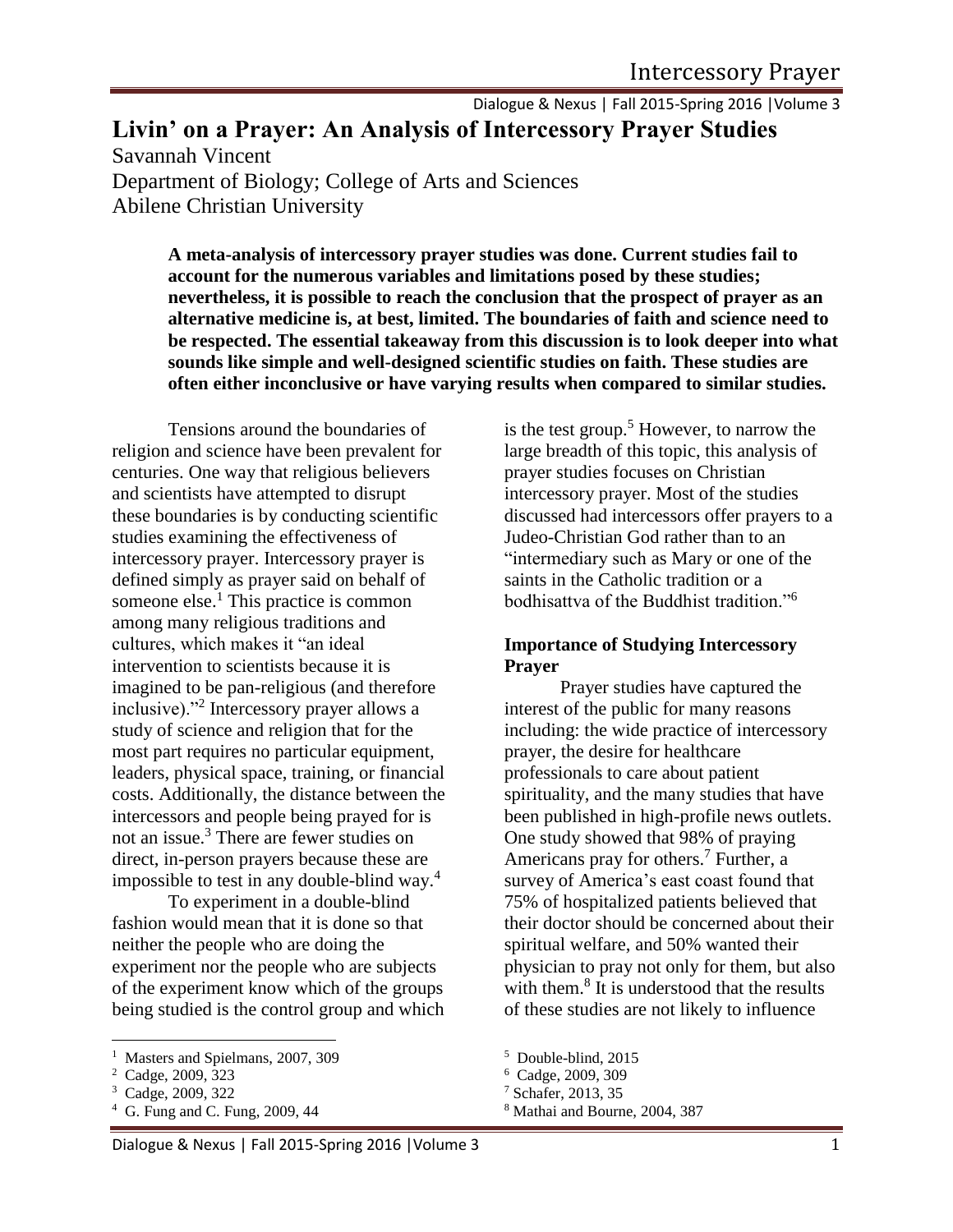# Livin' on a Prayer: An Analysis of Intercessory Prayer Studies

Savannah Vincent
Department of Biology; College of Arts and Sciences
Abilene Christian University

**A meta-analysis of intercessory prayer studies was done. Current studies fail to account for the numerous variables and limitations posed by these studies; nevertheless, it is possible to reach the conclusion that the prospect of prayer as an alternative medicine is, at best, limited. The boundaries of faith and science need to be respected. The essential takeaway from this discussion is to look deeper into what sounds like simple and well-designed scientific studies on faith. These studies are often either inconclusive or have varying results when compared to similar studies.**

Tensions around the boundaries of religion and science have been prevalent for centuries. One way that religious believers and scientists have attempted to disrupt these boundaries is by conducting scientific studies examining the effectiveness of intercessory prayer. Intercessory prayer is defined simply as prayer said on behalf of someone else.[1] This practice is common among many religious traditions and cultures, which makes it "an ideal intervention to scientists because it is imagined to be pan-religious (and therefore inclusive)."[2] Intercessory prayer allows a study of science and religion that for the most part requires no particular equipment, leaders, physical space, training, or financial costs. Additionally, the distance between the intercessors and people being prayed for is not an issue.[3] There are fewer studies on direct, in-person prayers because these are impossible to test in any double-blind way.[4]

To experiment in a double-blind fashion would mean that it is done so that neither the people who are doing the experiment nor the people who are subjects of the experiment know which of the groups being studied is the control group and which is the test group.[5] However, to narrow the large breadth of this topic, this analysis of prayer studies focuses on Christian intercessory prayer. Most of the studies discussed had intercessors offer prayers to a Judeo-Christian God rather than to an "intermediary such as Mary or one of the saints in the Catholic tradition or a bodhisattva of the Buddhist tradition."[6]

### Importance of Studying Intercessory Prayer

Prayer studies have captured the interest of the public for many reasons including: the wide practice of intercessory prayer, the desire for healthcare professionals to care about patient spirituality, and the many studies that have been published in high-profile news outlets. One study showed that 98% of praying Americans pray for others.[7] Further, a survey of America's east coast found that 75% of hospitalized patients believed that their doctor should be concerned about their spiritual welfare, and 50% wanted their physician to pray not only for them, but also with them.[8] It is understood that the results of these studies are not likely to influence

---

[1] Masters and Spielmans, 2007, 309

[2] Cadge, 2009, 323

[3] Cadge, 2009, 322

[4] G. Fung and C. Fung, 2009, 44

[5] Double-blind, 2015

[6] Cadge, 2009, 309

[7] Schafer, 2013, 35

[8] Mathai and Bourne, 2004, 387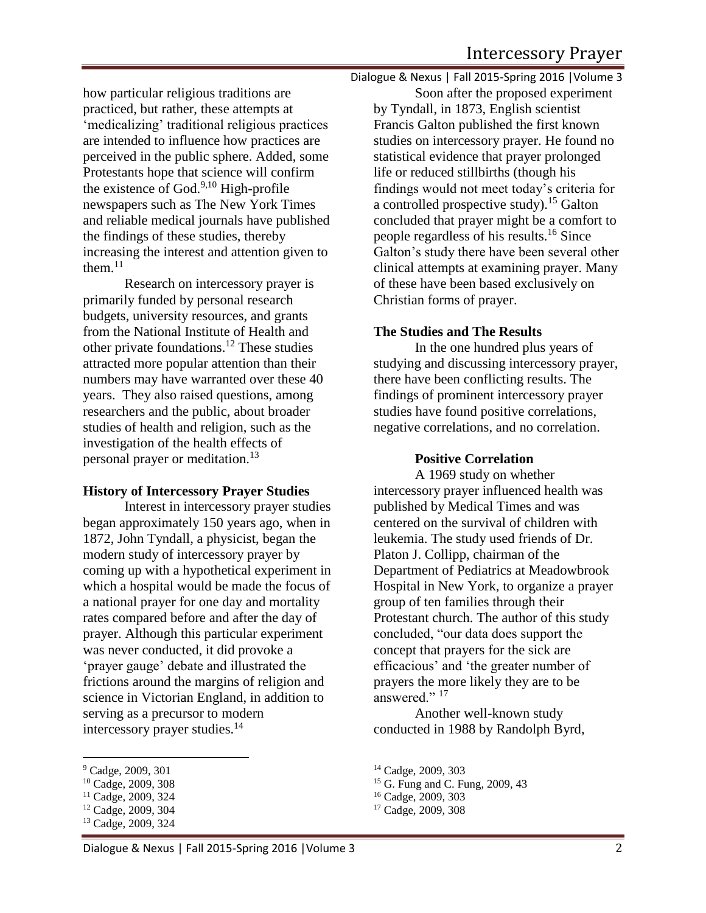how particular religious traditions are practiced, but rather, these attempts at 'medicalizing' traditional religious practices are intended to influence how practices are perceived in the public sphere. Added, some Protestants hope that science will confirm the existence of God.[9,10] High-profile newspapers such as The New York Times and reliable medical journals have published the findings of these studies, thereby increasing the interest and attention given to them.[11]

Research on intercessory prayer is primarily funded by personal research budgets, university resources, and grants from the National Institute of Health and other private foundations.[12] These studies attracted more popular attention than their numbers may have warranted over these 40 years. They also raised questions, among researchers and the public, about broader studies of health and religion, such as the investigation of the health effects of personal prayer or meditation.[13]

**History of Intercessory Prayer Studies**

Interest in intercessory prayer studies began approximately 150 years ago, when in 1872, John Tyndall, a physicist, began the modern study of intercessory prayer by coming up with a hypothetical experiment in which a hospital would be made the focus of a national prayer for one day and mortality rates compared before and after the day of prayer. Although this particular experiment was never conducted, it did provoke a 'prayer gauge' debate and illustrated the frictions around the margins of religion and science in Victorian England, in addition to serving as a precursor to modern intercessory prayer studies.[14]

Soon after the proposed experiment by Tyndall, in 1873, English scientist Francis Galton published the first known studies on intercessory prayer. He found no statistical evidence that prayer prolonged life or reduced stillbirths (though his findings would not meet today's criteria for a controlled prospective study).[15] Galton concluded that prayer might be a comfort to people regardless of his results.[16] Since Galton's study there have been several other clinical attempts at examining prayer. Many of these have been based exclusively on Christian forms of prayer.

**The Studies and The Results**

In the one hundred plus years of studying and discussing intercessory prayer, there have been conflicting results. The findings of prominent intercessory prayer studies have found positive correlations, negative correlations, and no correlation.

**Positive Correlation**

A 1969 study on whether intercessory prayer influenced health was published by Medical Times and was centered on the survival of children with leukemia. The study used friends of Dr. Platon J. Collipp, chairman of the Department of Pediatrics at Meadowbrook Hospital in New York, to organize a prayer group of ten families through their Protestant church. The author of this study concluded, "our data does support the concept that prayers for the sick are efficacious' and 'the greater number of prayers the more likely they are to be answered." [17]

Another well-known study conducted in 1988 by Randolph Byrd,

---

[9] Cadge, 2009, 301
[10] Cadge, 2009, 308
[11] Cadge, 2009, 324
[12] Cadge, 2009, 304
[13] Cadge, 2009, 324
[14] Cadge, 2009, 303
[15] G. Fung and C. Fung, 2009, 43
[16] Cadge, 2009, 303
[17] Cadge, 2009, 308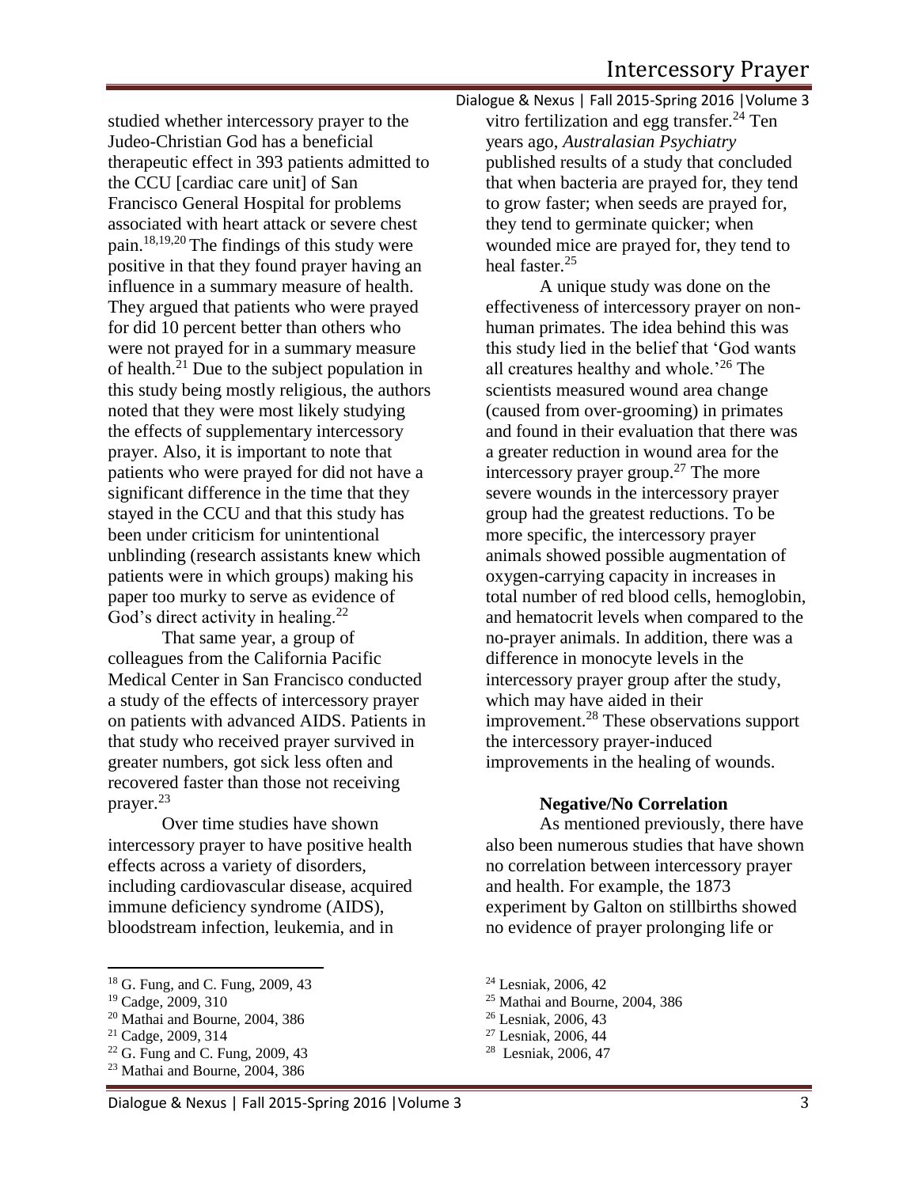studied whether intercessory prayer to the Judeo-Christian God has a beneficial therapeutic effect in 393 patients admitted to the CCU [cardiac care unit] of San Francisco General Hospital for problems associated with heart attack or severe chest pain.[18,19,20] The findings of this study were positive in that they found prayer having an influence in a summary measure of health. They argued that patients who were prayed for did 10 percent better than others who were not prayed for in a summary measure of health.[21] Due to the subject population in this study being mostly religious, the authors noted that they were most likely studying the effects of supplementary intercessory prayer. Also, it is important to note that patients who were prayed for did not have a significant difference in the time that they stayed in the CCU and that this study has been under criticism for unintentional unblinding (research assistants knew which patients were in which groups) making his paper too murky to serve as evidence of God's direct activity in healing.[22]

That same year, a group of colleagues from the California Pacific Medical Center in San Francisco conducted a study of the effects of intercessory prayer on patients with advanced AIDS. Patients in that study who received prayer survived in greater numbers, got sick less often and recovered faster than those not receiving prayer.[23]

Over time studies have shown intercessory prayer to have positive health effects across a variety of disorders, including cardiovascular disease, acquired immune deficiency syndrome (AIDS), bloodstream infection, leukemia, and in vitro fertilization and egg transfer.[24] Ten years ago, *Australasian Psychiatry* published results of a study that concluded that when bacteria are prayed for, they tend to grow faster; when seeds are prayed for, they tend to germinate quicker; when wounded mice are prayed for, they tend to heal faster.[25]

A unique study was done on the effectiveness of intercessory prayer on non-human primates. The idea behind this was this study lied in the belief that 'God wants all creatures healthy and whole.'[26] The scientists measured wound area change (caused from over-grooming) in primates and found in their evaluation that there was a greater reduction in wound area for the intercessory prayer group.[27] The more severe wounds in the intercessory prayer group had the greatest reductions. To be more specific, the intercessory prayer animals showed possible augmentation of oxygen-carrying capacity in increases in total number of red blood cells, hemoglobin, and hematocrit levels when compared to the no-prayer animals. In addition, there was a difference in monocyte levels in the intercessory prayer group after the study, which may have aided in their improvement.[28] These observations support the intercessory prayer-induced improvements in the healing of wounds.

**Negative/No Correlation**

As mentioned previously, there have also been numerous studies that have shown no correlation between intercessory prayer and health. For example, the 1873 experiment by Galton on stillbirths showed no evidence of prayer prolonging life or

---

[18] G. Fung, and C. Fung, 2009, 43
[19] Cadge, 2009, 310
[20] Mathai and Bourne, 2004, 386
[21] Cadge, 2009, 314
[22] G. Fung and C. Fung, 2009, 43
[23] Mathai and Bourne, 2004, 386
[24] Lesniak, 2006, 42
[25] Mathai and Bourne, 2004, 386
[26] Lesniak, 2006, 43
[27] Lesniak, 2006, 44
[28] Lesniak, 2006, 47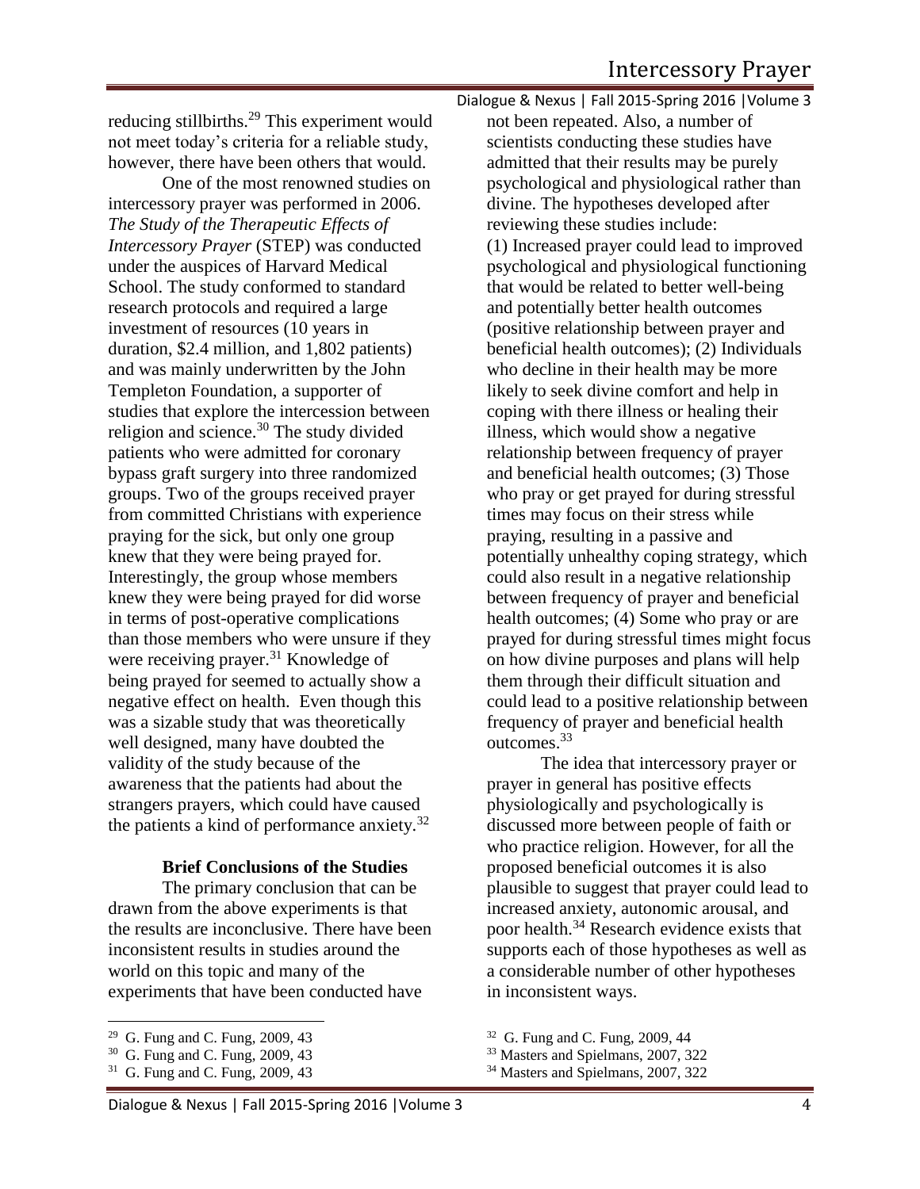reducing stillbirths.[29] This experiment would not meet today's criteria for a reliable study, however, there have been others that would.

One of the most renowned studies on intercessory prayer was performed in 2006. *The Study of the Therapeutic Effects of Intercessory Prayer* (STEP) was conducted under the auspices of Harvard Medical School. The study conformed to standard research protocols and required a large investment of resources (10 years in duration, $2.4 million, and 1,802 patients) and was mainly underwritten by the John Templeton Foundation, a supporter of studies that explore the intercession between religion and science.[30] The study divided patients who were admitted for coronary bypass graft surgery into three randomized groups. Two of the groups received prayer from committed Christians with experience praying for the sick, but only one group knew that they were being prayed for. Interestingly, the group whose members knew they were being prayed for did worse in terms of post-operative complications than those members who were unsure if they were receiving prayer.[31] Knowledge of being prayed for seemed to actually show a negative effect on health. Even though this was a sizable study that was theoretically well designed, many have doubted the validity of the study because of the awareness that the patients had about the strangers prayers, which could have caused the patients a kind of performance anxiety.[32]

### Brief Conclusions of the Studies

The primary conclusion that can be drawn from the above experiments is that the results are inconclusive. There have been inconsistent results in studies around the world on this topic and many of the experiments that have been conducted have not been repeated. Also, a number of scientists conducting these studies have admitted that their results may be purely psychological and physiological rather than divine. The hypotheses developed after reviewing these studies include: (1) Increased prayer could lead to improved psychological and physiological functioning that would be related to better well-being and potentially better health outcomes (positive relationship between prayer and beneficial health outcomes); (2) Individuals who decline in their health may be more likely to seek divine comfort and help in coping with there illness or healing their illness, which would show a negative relationship between frequency of prayer and beneficial health outcomes; (3) Those who pray or get prayed for during stressful times may focus on their stress while praying, resulting in a passive and potentially unhealthy coping strategy, which could also result in a negative relationship between frequency of prayer and beneficial health outcomes; (4) Some who pray or are prayed for during stressful times might focus on how divine purposes and plans will help them through their difficult situation and could lead to a positive relationship between frequency of prayer and beneficial health outcomes.[33]

The idea that intercessory prayer or prayer in general has positive effects physiologically and psychologically is discussed more between people of faith or who practice religion. However, for all the proposed beneficial outcomes it is also plausible to suggest that prayer could lead to increased anxiety, autonomic arousal, and poor health.[34] Research evidence exists that supports each of those hypotheses as well as a considerable number of other hypotheses in inconsistent ways.

---

[29] G. Fung and C. Fung, 2009, 43

[30] G. Fung and C. Fung, 2009, 43

[31] G. Fung and C. Fung, 2009, 43

[32] G. Fung and C. Fung, 2009, 44

[33] Masters and Spielmans, 2007, 322

[34] Masters and Spielmans, 2007, 322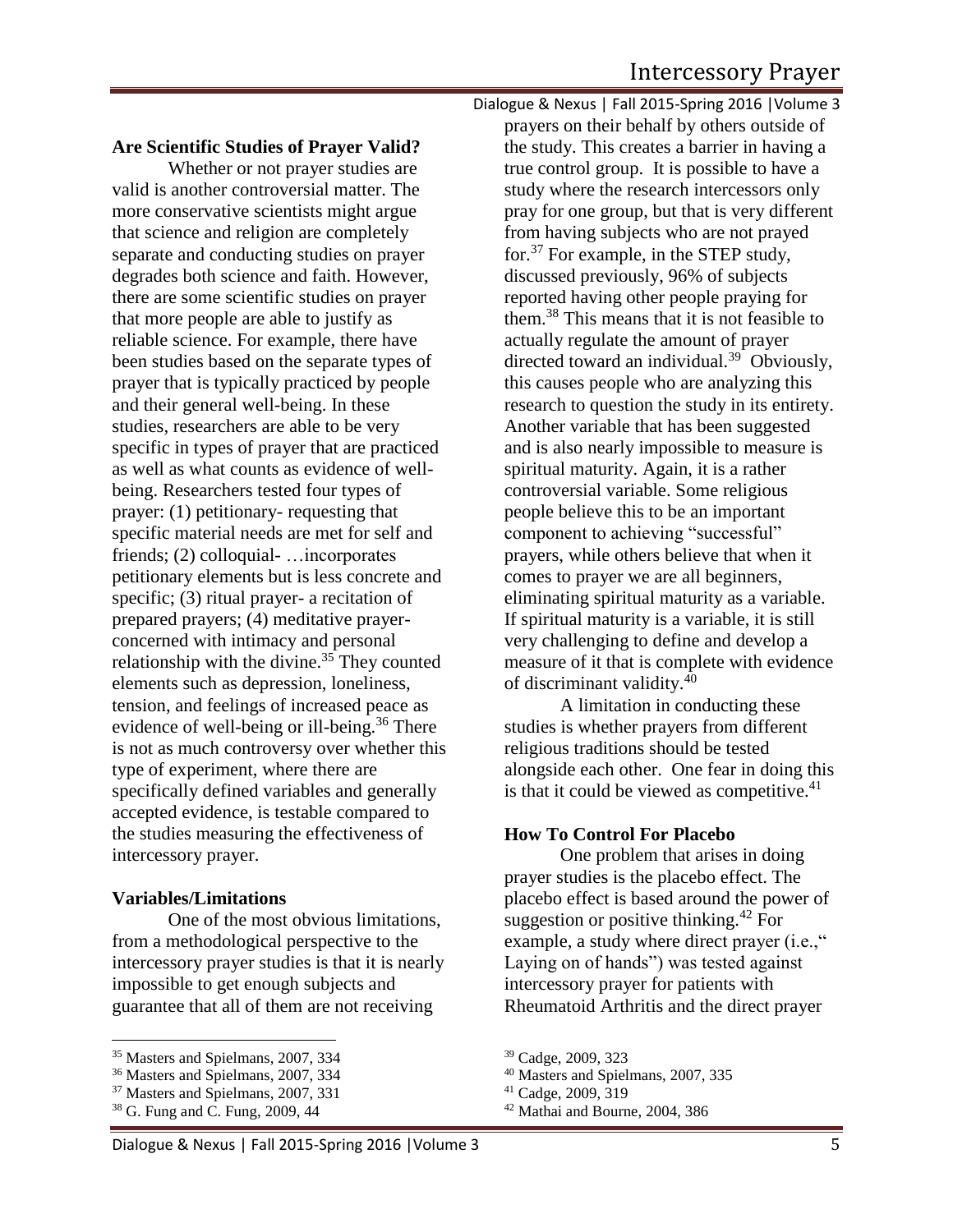## Are Scientific Studies of Prayer Valid?

Whether or not prayer studies are valid is another controversial matter. The more conservative scientists might argue that science and religion are completely separate and conducting studies on prayer degrades both science and faith. However, there are some scientific studies on prayer that more people are able to justify as reliable science. For example, there have been studies based on the separate types of prayer that is typically practiced by people and their general well-being. In these studies, researchers are able to be very specific in types of prayer that are practiced as well as what counts as evidence of well-being. Researchers tested four types of prayer: (1) petitionary- requesting that specific material needs are met for self and friends; (2) colloquial- …incorporates petitionary elements but is less concrete and specific; (3) ritual prayer- a recitation of prepared prayers; (4) meditative prayer- concerned with intimacy and personal relationship with the divine.[35] They counted elements such as depression, loneliness, tension, and feelings of increased peace as evidence of well-being or ill-being.[36] There is not as much controversy over whether this type of experiment, where there are specifically defined variables and generally accepted evidence, is testable compared to the studies measuring the effectiveness of intercessory prayer.

## Variables/Limitations

One of the most obvious limitations, from a methodological perspective to the intercessory prayer studies is that it is nearly impossible to get enough subjects and guarantee that all of them are not receiving prayers on their behalf by others outside of the study. This creates a barrier in having a true control group. It is possible to have a study where the research intercessors only pray for one group, but that is very different from having subjects who are not prayed for.[37] For example, in the STEP study, discussed previously, 96% of subjects reported having other people praying for them.[38] This means that it is not feasible to actually regulate the amount of prayer directed toward an individual.[39] Obviously, this causes people who are analyzing this research to question the study in its entirety. Another variable that has been suggested and is also nearly impossible to measure is spiritual maturity. Again, it is a rather controversial variable. Some religious people believe this to be an important component to achieving "successful" prayers, while others believe that when it comes to prayer we are all beginners, eliminating spiritual maturity as a variable. If spiritual maturity is a variable, it is still very challenging to define and develop a measure of it that is complete with evidence of discriminant validity.[40]

A limitation in conducting these studies is whether prayers from different religious traditions should be tested alongside each other. One fear in doing this is that it could be viewed as competitive.[41]

## How To Control For Placebo

One problem that arises in doing prayer studies is the placebo effect. The placebo effect is based around the power of suggestion or positive thinking.[42] For example, a study where direct prayer (i.e.," Laying on of hands") was tested against intercessory prayer for patients with Rheumatoid Arthritis and the direct prayer

---

[35] Masters and Spielmans, 2007, 334

[36] Masters and Spielmans, 2007, 334

[37] Masters and Spielmans, 2007, 331

[38] G. Fung and C. Fung, 2009, 44

[39] Cadge, 2009, 323

[40] Masters and Spielmans, 2007, 335

[41] Cadge, 2009, 319

[42] Mathai and Bourne, 2004, 386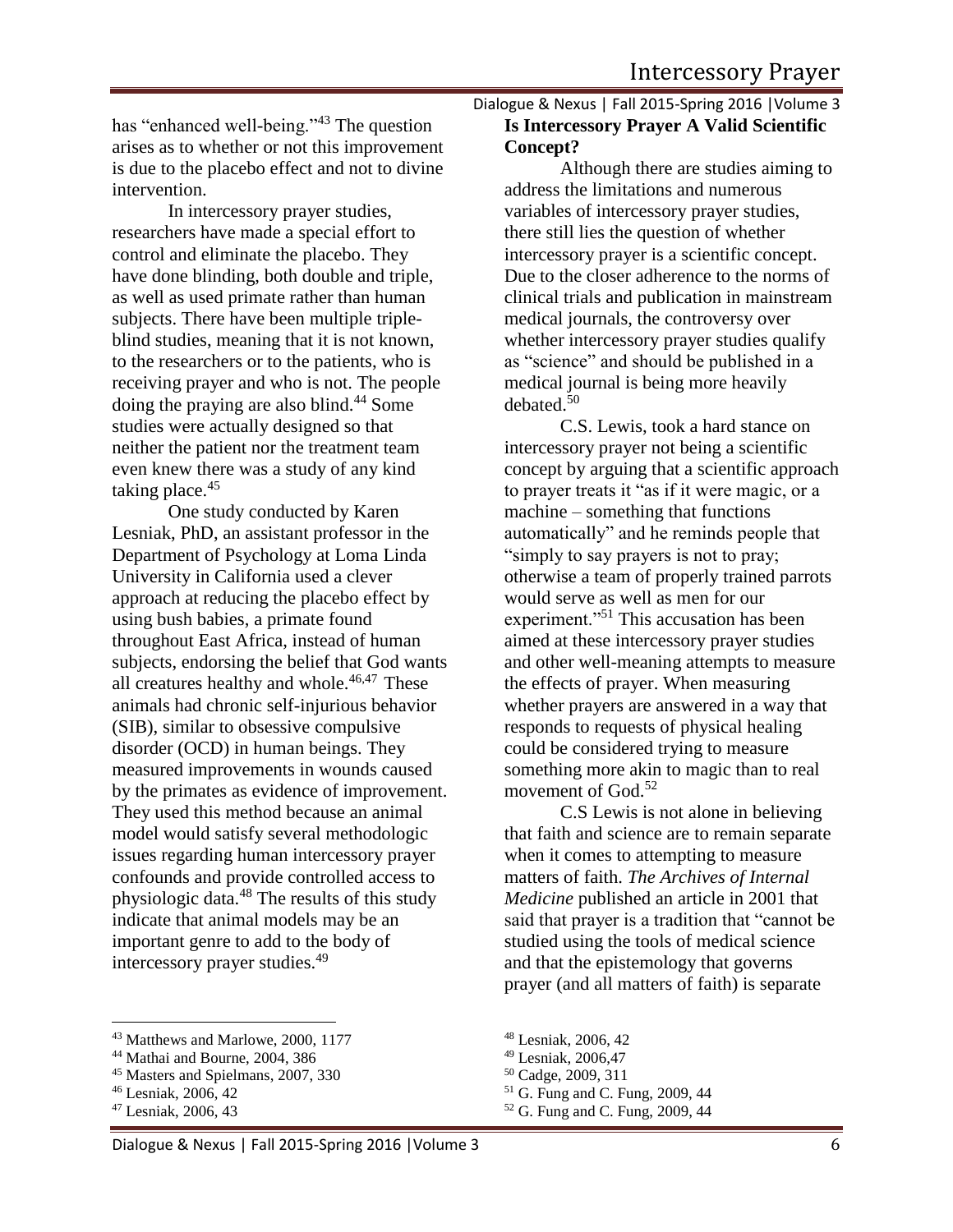has "enhanced well-being."[43] The question arises as to whether or not this improvement is due to the placebo effect and not to divine intervention.

In intercessory prayer studies, researchers have made a special effort to control and eliminate the placebo. They have done blinding, both double and triple, as well as used primate rather than human subjects. There have been multiple triple-blind studies, meaning that it is not known, to the researchers or to the patients, who is receiving prayer and who is not. The people doing the praying are also blind.[44] Some studies were actually designed so that neither the patient nor the treatment team even knew there was a study of any kind taking place.[45]

One study conducted by Karen Lesniak, PhD, an assistant professor in the Department of Psychology at Loma Linda University in California used a clever approach at reducing the placebo effect by using bush babies, a primate found throughout East Africa, instead of human subjects, endorsing the belief that God wants all creatures healthy and whole.[46,47] These animals had chronic self-injurious behavior (SIB), similar to obsessive compulsive disorder (OCD) in human beings. They measured improvements in wounds caused by the primates as evidence of improvement. They used this method because an animal model would satisfy several methodologic issues regarding human intercessory prayer confounds and provide controlled access to physiologic data.[48] The results of this study indicate that animal models may be an important genre to add to the body of intercessory prayer studies.[49]

**Is Intercessory Prayer A Valid Scientific Concept?**

Although there are studies aiming to address the limitations and numerous variables of intercessory prayer studies, there still lies the question of whether intercessory prayer is a scientific concept. Due to the closer adherence to the norms of clinical trials and publication in mainstream medical journals, the controversy over whether intercessory prayer studies qualify as "science" and should be published in a medical journal is being more heavily debated.[50]

C.S. Lewis, took a hard stance on intercessory prayer not being a scientific concept by arguing that a scientific approach to prayer treats it "as if it were magic, or a machine – something that functions automatically" and he reminds people that "simply to say prayers is not to pray; otherwise a team of properly trained parrots would serve as well as men for our experiment."[51] This accusation has been aimed at these intercessory prayer studies and other well-meaning attempts to measure the effects of prayer. When measuring whether prayers are answered in a way that responds to requests of physical healing could be considered trying to measure something more akin to magic than to real movement of God.[52]

C.S Lewis is not alone in believing that faith and science are to remain separate when it comes to attempting to measure matters of faith. *The Archives of Internal Medicine* published an article in 2001 that said that prayer is a tradition that "cannot be studied using the tools of medical science and that the epistemology that governs prayer (and all matters of faith) is separate

---

[43] Matthews and Marlowe, 2000, 1177
[44] Mathai and Bourne, 2004, 386
[45] Masters and Spielmans, 2007, 330
[46] Lesniak, 2006, 42
[47] Lesniak, 2006, 43
[48] Lesniak, 2006, 42
[49] Lesniak, 2006,47
[50] Cadge, 2009, 311
[51] G. Fung and C. Fung, 2009, 44
[52] G. Fung and C. Fung, 2009, 44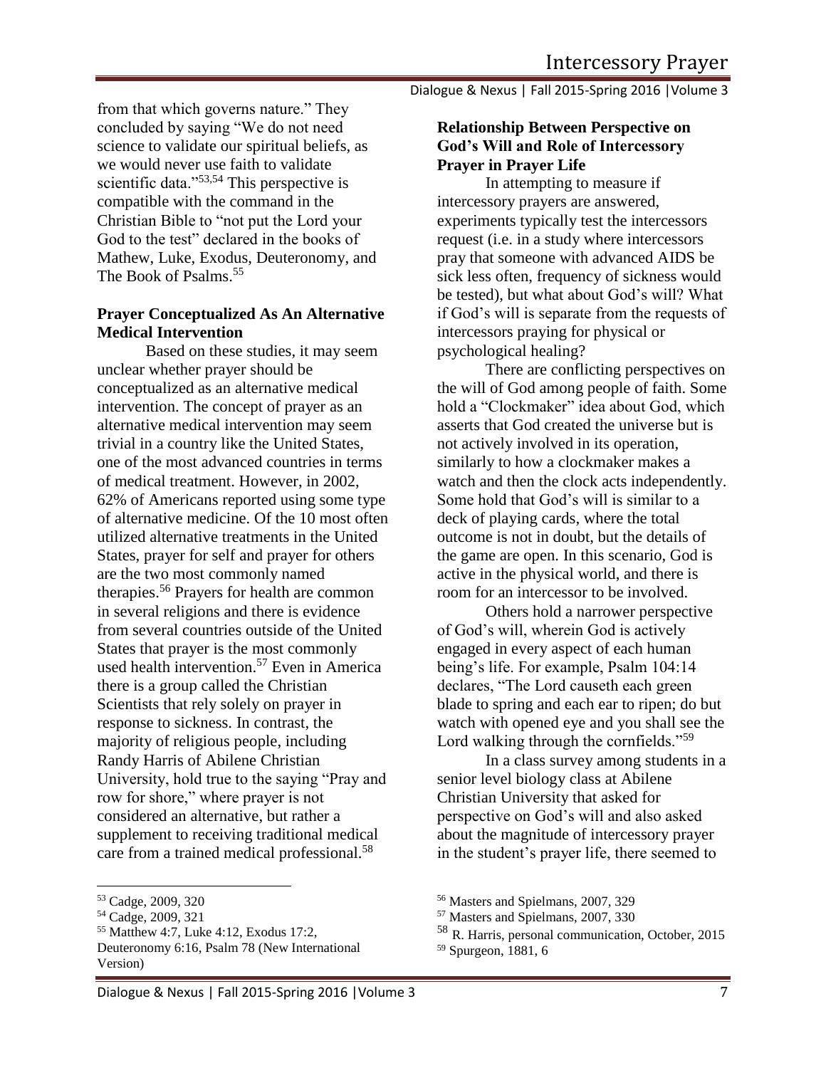from that which governs nature." They concluded by saying "We do not need science to validate our spiritual beliefs, as we would never use faith to validate scientific data."[53,54] This perspective is compatible with the command in the Christian Bible to "not put the Lord your God to the test" declared in the books of Mathew, Luke, Exodus, Deuteronomy, and The Book of Psalms.[55]

### Prayer Conceptualized As An Alternative Medical Intervention

Based on these studies, it may seem unclear whether prayer should be conceptualized as an alternative medical intervention. The concept of prayer as an alternative medical intervention may seem trivial in a country like the United States, one of the most advanced countries in terms of medical treatment. However, in 2002, 62% of Americans reported using some type of alternative medicine. Of the 10 most often utilized alternative treatments in the United States, prayer for self and prayer for others are the two most commonly named therapies.[56] Prayers for health are common in several religions and there is evidence from several countries outside of the United States that prayer is the most commonly used health intervention.[57] Even in America there is a group called the Christian Scientists that rely solely on prayer in response to sickness. In contrast, the majority of religious people, including Randy Harris of Abilene Christian University, hold true to the saying "Pray and row for shore," where prayer is not considered an alternative, but rather a supplement to receiving traditional medical care from a trained medical professional.[58]

### Relationship Between Perspective on God's Will and Role of Intercessory Prayer in Prayer Life

In attempting to measure if intercessory prayers are answered, experiments typically test the intercessors request (i.e. in a study where intercessors pray that someone with advanced AIDS be sick less often, frequency of sickness would be tested), but what about God's will? What if God's will is separate from the requests of intercessors praying for physical or psychological healing?

There are conflicting perspectives on the will of God among people of faith. Some hold a "Clockmaker" idea about God, which asserts that God created the universe but is not actively involved in its operation, similarly to how a clockmaker makes a watch and then the clock acts independently. Some hold that God's will is similar to a deck of playing cards, where the total outcome is not in doubt, but the details of the game are open. In this scenario, God is active in the physical world, and there is room for an intercessor to be involved.

Others hold a narrower perspective of God's will, wherein God is actively engaged in every aspect of each human being's life. For example, Psalm 104:14 declares, "The Lord causeth each green blade to spring and each ear to ripen; do but watch with opened eye and you shall see the Lord walking through the cornfields."[59]

In a class survey among students in a senior level biology class at Abilene Christian University that asked for perspective on God's will and also asked about the magnitude of intercessory prayer in the student's prayer life, there seemed to

---

[53] Cadge, 2009, 320

[54] Cadge, 2009, 321

[55] Matthew 4:7, Luke 4:12, Exodus 17:2, Deuteronomy 6:16, Psalm 78 (New International Version)

[56] Masters and Spielmans, 2007, 329

[57] Masters and Spielmans, 2007, 330

[58] R. Harris, personal communication, October, 2015

[59] Spurgeon, 1881, 6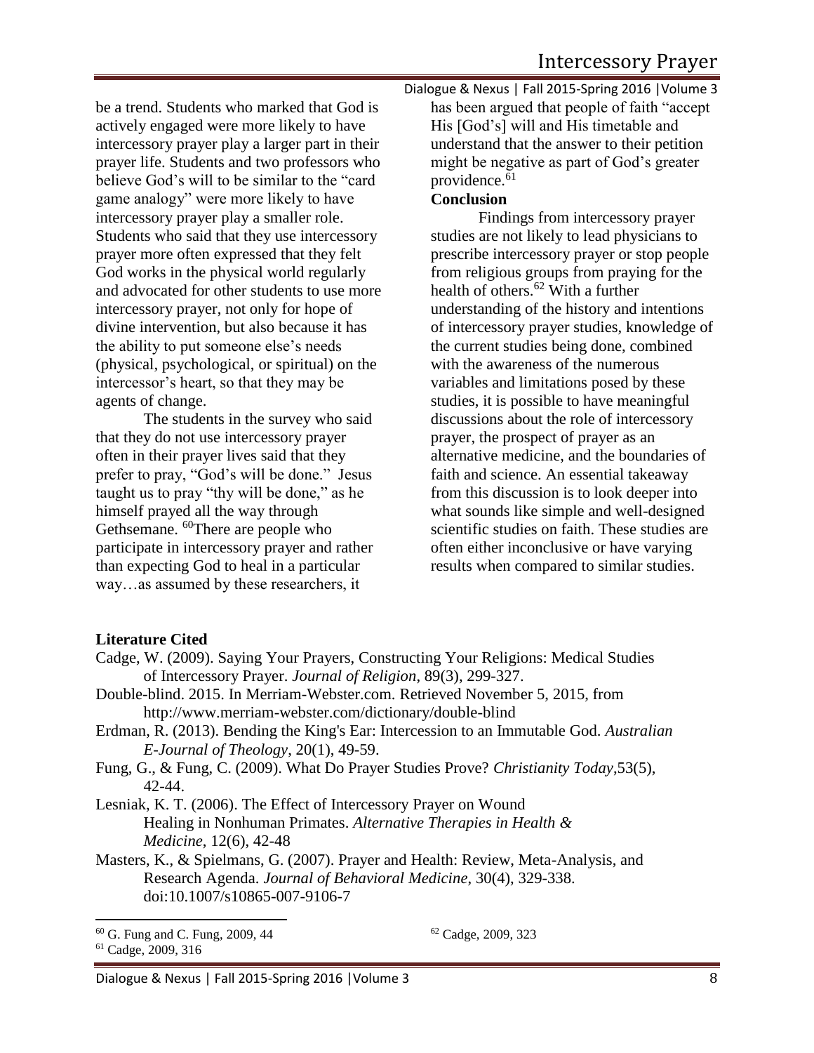be a trend. Students who marked that God is actively engaged were more likely to have intercessory prayer play a larger part in their prayer life. Students and two professors who believe God's will to be similar to the "card game analogy" were more likely to have intercessory prayer play a smaller role. Students who said that they use intercessory prayer more often expressed that they felt God works in the physical world regularly and advocated for other students to use more intercessory prayer, not only for hope of divine intervention, but also because it has the ability to put someone else's needs (physical, psychological, or spiritual) on the intercessor's heart, so that they may be agents of change.

The students in the survey who said that they do not use intercessory prayer often in their prayer lives said that they prefer to pray, "God's will be done." Jesus taught us to pray "thy will be done," as he himself prayed all the way through Gethsemane. [60]There are people who participate in intercessory prayer and rather than expecting God to heal in a particular way…as assumed by these researchers, it has been argued that people of faith "accept His [God's] will and His timetable and understand that the answer to their petition might be negative as part of God's greater providence.[61]

**Conclusion**

Findings from intercessory prayer studies are not likely to lead physicians to prescribe intercessory prayer or stop people from religious groups from praying for the health of others.[62] With a further understanding of the history and intentions of intercessory prayer studies, knowledge of the current studies being done, combined with the awareness of the numerous variables and limitations posed by these studies, it is possible to have meaningful discussions about the role of intercessory prayer, the prospect of prayer as an alternative medicine, and the boundaries of faith and science. An essential takeaway from this discussion is to look deeper into what sounds like simple and well-designed scientific studies on faith. These studies are often either inconclusive or have varying results when compared to similar studies.

**Literature Cited**

Cadge, W. (2009). Saying Your Prayers, Constructing Your Religions: Medical Studies of Intercessory Prayer. *Journal of Religion*, 89(3), 299-327.

Double-blind. 2015. In Merriam-Webster.com. Retrieved November 5, 2015, from http://www.merriam-webster.com/dictionary/double-blind

Erdman, R. (2013). Bending the King's Ear: Intercession to an Immutable God. *Australian E-Journal of Theology*, 20(1), 49-59.

Fung, G., & Fung, C. (2009). What Do Prayer Studies Prove? *Christianity Today*,53(5), 42-44.

Lesniak, K. T. (2006). The Effect of Intercessory Prayer on Wound Healing in Nonhuman Primates. *Alternative Therapies in Health & Medicine*, 12(6), 42-48

Masters, K., & Spielmans, G. (2007). Prayer and Health: Review, Meta-Analysis, and Research Agenda. *Journal of Behavioral Medicine*, 30(4), 329-338. doi:10.1007/s10865-007-9106-7

---

[60] G. Fung and C. Fung, 2009, 44

[61] Cadge, 2009, 316

[62] Cadge, 2009, 323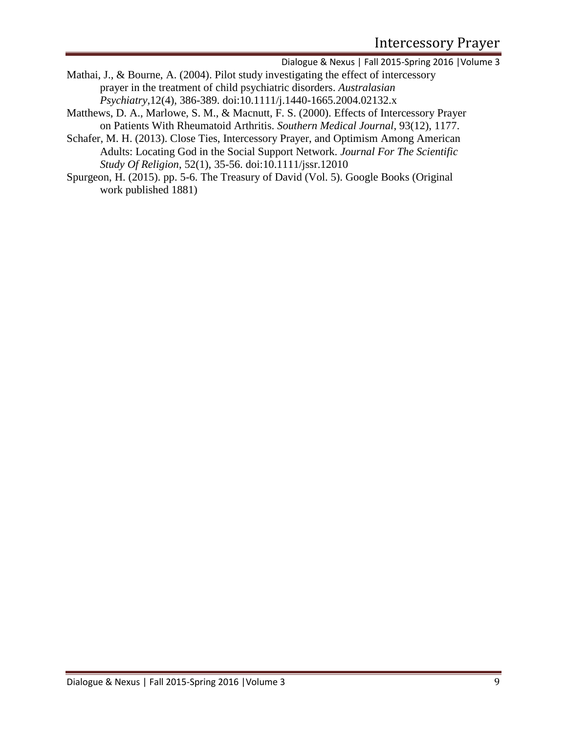Mathai, J., & Bourne, A. (2004). Pilot study investigating the effect of intercessory prayer in the treatment of child psychiatric disorders. *Australasian Psychiatry*,12(4), 386-389. doi:10.1111/j.1440-1665.2004.02132.x

Matthews, D. A., Marlowe, S. M., & Macnutt, F. S. (2000). Effects of Intercessory Prayer on Patients With Rheumatoid Arthritis. *Southern Medical Journal*, 93(12), 1177.

Schafer, M. H. (2013). Close Ties, Intercessory Prayer, and Optimism Among American Adults: Locating God in the Social Support Network. *Journal For The Scientific Study Of Religion*, 52(1), 35-56. doi:10.1111/jssr.12010

Spurgeon, H. (2015). pp. 5-6. The Treasury of David (Vol. 5). Google Books (Original work published 1881)